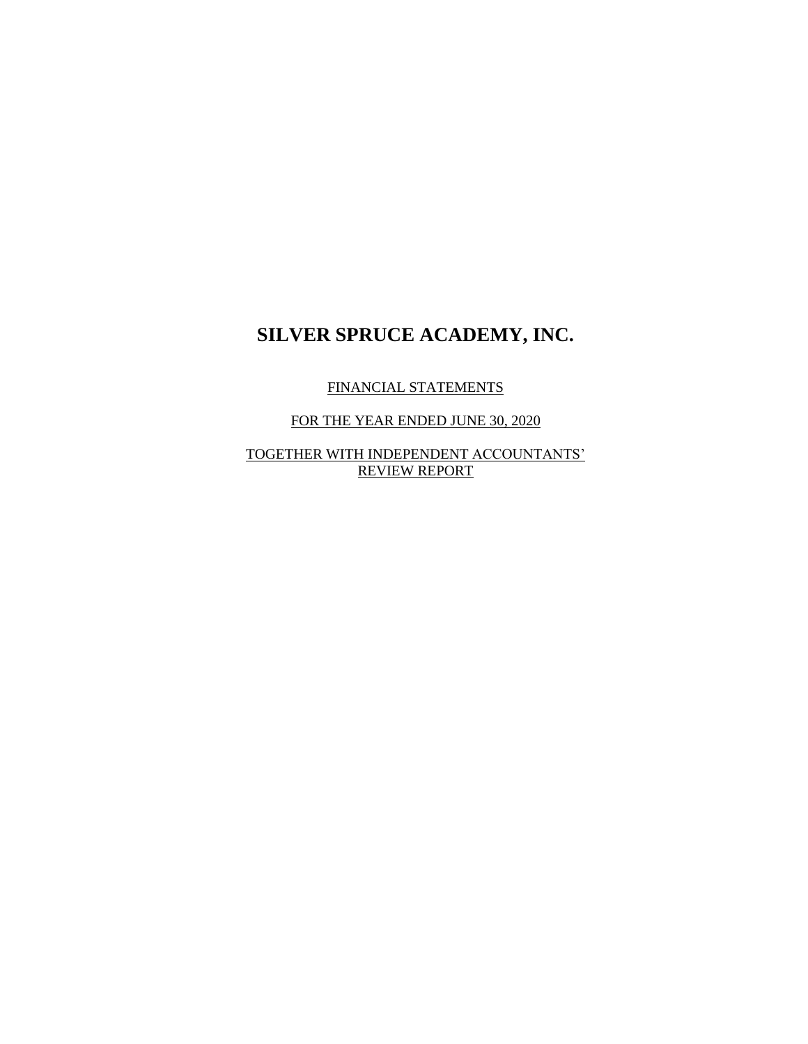# SILVER SPRUCE ACADEMY, INC.

FINANCIAL STATEMENTS

FOR THE YEAR ENDED JUNE 30, 2020

TOGETHER WITH INDEPENDENT ACCOUNTANTS' REVIEW REPORT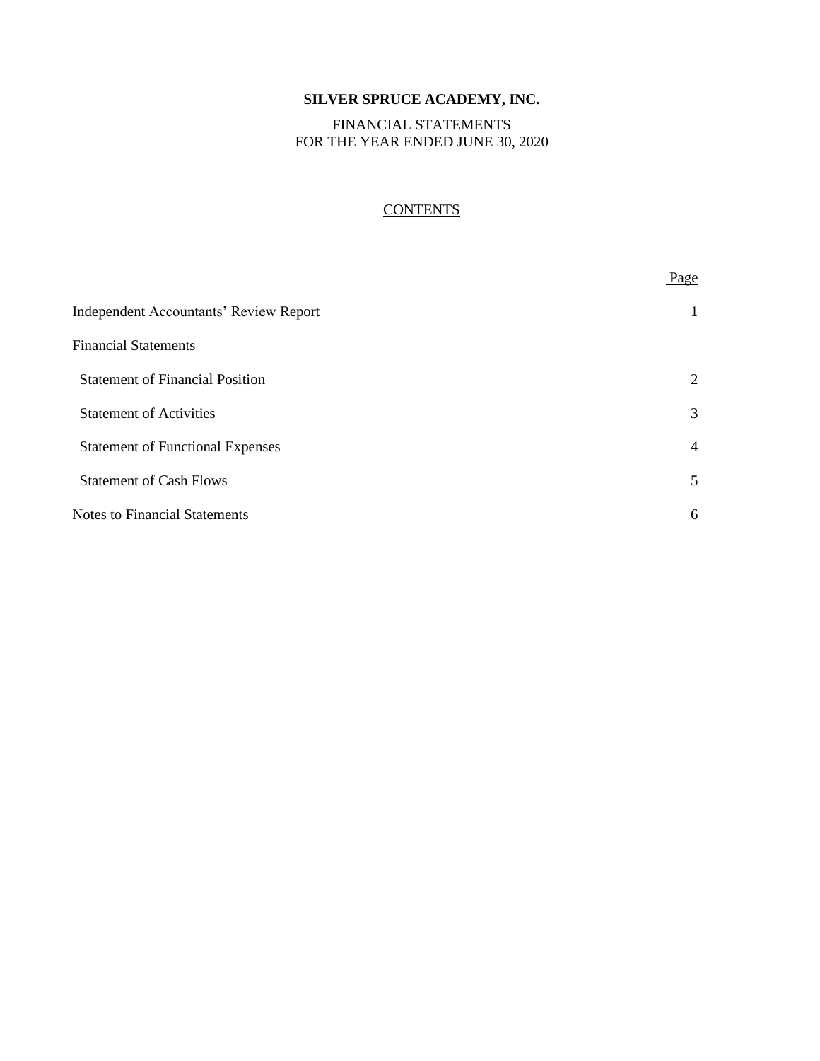**SILVER SPRUCE ACADEMY, INC.**

FINANCIAL STATEMENTS
FOR THE YEAR ENDED JUNE 30, 2020

CONTENTS

| | Page |
|---|---|
| Independent Accountants' Review Report | 1 |
| Financial Statements | |
| Statement of Financial Position | 2 |
| Statement of Activities | 3 |
| Statement of Functional Expenses | 4 |
| Statement of Cash Flows | 5 |
| Notes to Financial Statements | 6 |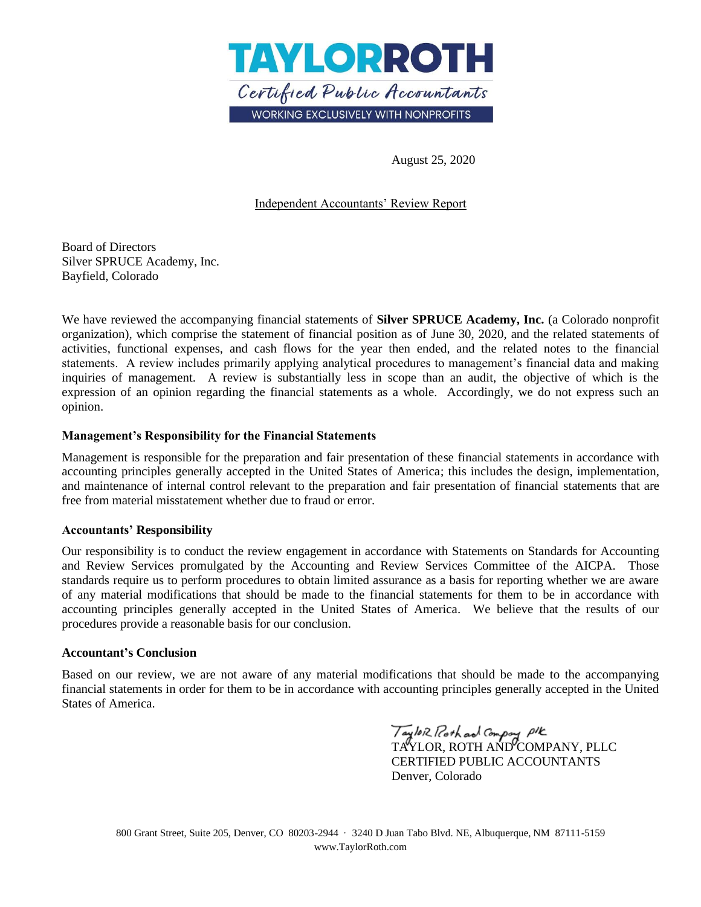TAYLORROTH

Certified Public Accountants

WORKING EXCLUSIVELY WITH NONPROFITS

August 25, 2020

Independent Accountants' Review Report

Board of Directors
Silver SPRUCE Academy, Inc.
Bayfield, Colorado

We have reviewed the accompanying financial statements of **Silver SPRUCE Academy, Inc.** (a Colorado nonprofit organization), which comprise the statement of financial position as of June 30, 2020, and the related statements of activities, functional expenses, and cash flows for the year then ended, and the related notes to the financial statements. A review includes primarily applying analytical procedures to management's financial data and making inquiries of management. A review is substantially less in scope than an audit, the objective of which is the expression of an opinion regarding the financial statements as a whole. Accordingly, we do not express such an opinion.

**Management's Responsibility for the Financial Statements**

Management is responsible for the preparation and fair presentation of these financial statements in accordance with accounting principles generally accepted in the United States of America; this includes the design, implementation, and maintenance of internal control relevant to the preparation and fair presentation of financial statements that are free from material misstatement whether due to fraud or error.

**Accountants' Responsibility**

Our responsibility is to conduct the review engagement in accordance with Statements on Standards for Accounting and Review Services promulgated by the Accounting and Review Services Committee of the AICPA. Those standards require us to perform procedures to obtain limited assurance as a basis for reporting whether we are aware of any material modifications that should be made to the financial statements for them to be in accordance with accounting principles generally accepted in the United States of America. We believe that the results of our procedures provide a reasonable basis for our conclusion.

**Accountant's Conclusion**

Based on our review, we are not aware of any material modifications that should be made to the accompanying financial statements in order for them to be in accordance with accounting principles generally accepted in the United States of America.

Taylor Roth and Company PLLC
TAYLOR, ROTH AND COMPANY, PLLC
CERTIFIED PUBLIC ACCOUNTANTS
Denver, Colorado

800 Grant Street, Suite 205, Denver, CO 80203-2944 · 3240 D Juan Tabo Blvd. NE, Albuquerque, NM 87111-5159
www.TaylorRoth.com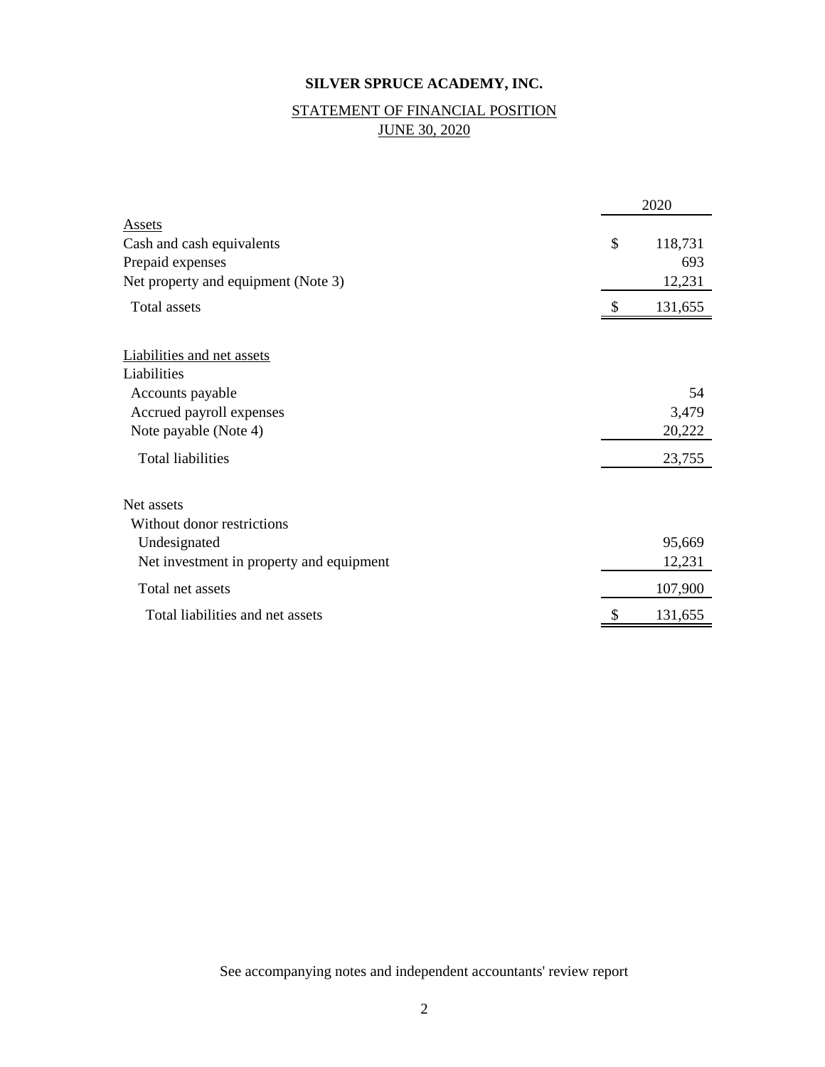**SILVER SPRUCE ACADEMY, INC.**

STATEMENT OF FINANCIAL POSITION
JUNE 30, 2020

| | | 2020 |
|---|---|---|
| Assets | | |
| Cash and cash equivalents | $ | 118,731 |
| Prepaid expenses | | 693 |
| Net property and equipment (Note 3) | | 12,231 |
| Total assets | $ | 131,655 |
| | | |
| Liabilities and net assets | | |
| Liabilities | | |
| Accounts payable | | 54 |
| Accrued payroll expenses | | 3,479 |
| Note payable (Note 4) | | 20,222 |
| Total liabilities | | 23,755 |
| | | |
| Net assets | | |
| Without donor restrictions | | |
| Undesignated | | 95,669 |
| Net investment in property and equipment | | 12,231 |
| Total net assets | | 107,900 |
| Total liabilities and net assets | $ | 131,655 |

See accompanying notes and independent accountants' review report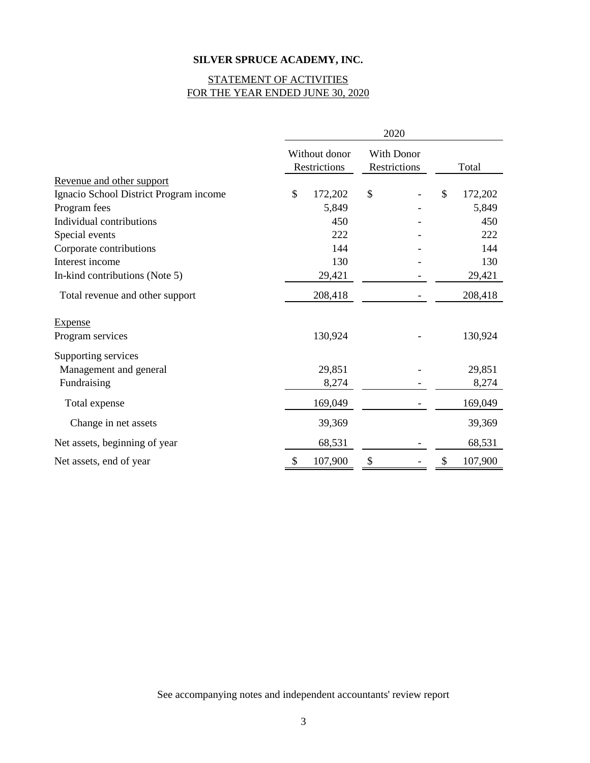**SILVER SPRUCE ACADEMY, INC.**

STATEMENT OF ACTIVITIES
FOR THE YEAR ENDED JUNE 30, 2020

| | 2020 | | |
|---|---|---|---|
| | Without donor Restrictions | With Donor Restrictions | Total |
| Revenue and other support | | | |
| Ignacio School District Program income | $ 172,202 | $ - | $ 172,202 |
| Program fees | 5,849 | - | 5,849 |
| Individual contributions | 450 | - | 450 |
| Special events | 222 | - | 222 |
| Corporate contributions | 144 | - | 144 |
| Interest income | 130 | - | 130 |
| In-kind contributions (Note 5) | 29,421 | - | 29,421 |
| Total revenue and other support | 208,418 | - | 208,418 |
| Expense | | | |
| Program services | 130,924 | - | 130,924 |
| Supporting services | | | |
| Management and general | 29,851 | - | 29,851 |
| Fundraising | 8,274 | - | 8,274 |
| Total expense | 169,049 | - | 169,049 |
| Change in net assets | 39,369 | | 39,369 |
| Net assets, beginning of year | 68,531 | - | 68,531 |
| Net assets, end of year | $ 107,900 | $ - | $ 107,900 |

See accompanying notes and independent accountants' review report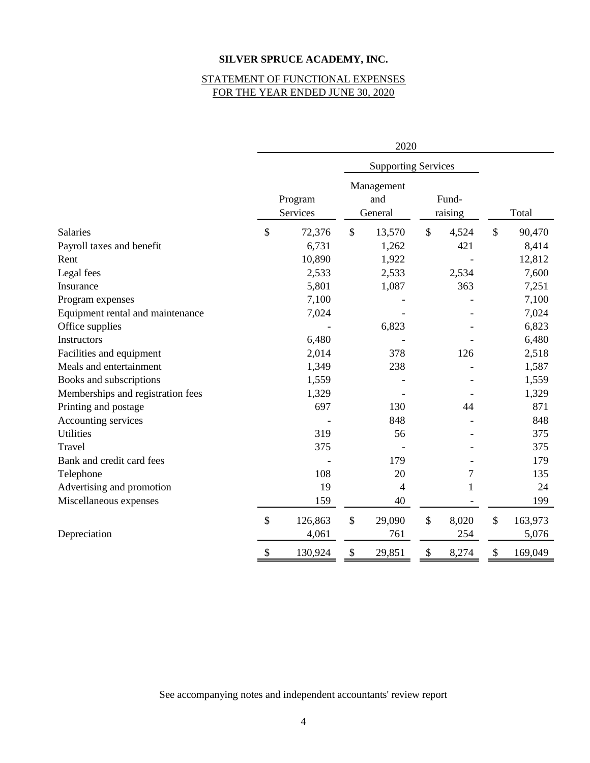**SILVER SPRUCE ACADEMY, INC.**

STATEMENT OF FUNCTIONAL EXPENSES
FOR THE YEAR ENDED JUNE 30, 2020

| | 2020 | | | |
|---|---|---|---|---|
| | | Supporting Services | | |
| | Program Services | Management and General | Fund-raising | Total |
| Salaries | $ 72,376 | $ 13,570 | $ 4,524 | $ 90,470 |
| Payroll taxes and benefit | 6,731 | 1,262 | 421 | 8,414 |
| Rent | 10,890 | 1,922 | - | 12,812 |
| Legal fees | 2,533 | 2,533 | 2,534 | 7,600 |
| Insurance | 5,801 | 1,087 | 363 | 7,251 |
| Program expenses | 7,100 | - | - | 7,100 |
| Equipment rental and maintenance | 7,024 | - | - | 7,024 |
| Office supplies | - | 6,823 | - | 6,823 |
| Instructors | 6,480 | - | - | 6,480 |
| Facilities and equipment | 2,014 | 378 | 126 | 2,518 |
| Meals and entertainment | 1,349 | 238 | - | 1,587 |
| Books and subscriptions | 1,559 | - | - | 1,559 |
| Memberships and registration fees | 1,329 | - | - | 1,329 |
| Printing and postage | 697 | 130 | 44 | 871 |
| Accounting services | - | 848 | - | 848 |
| Utilities | 319 | 56 | - | 375 |
| Travel | 375 | - | - | 375 |
| Bank and credit card fees | - | 179 | - | 179 |
| Telephone | 108 | 20 | 7 | 135 |
| Advertising and promotion | 19 | 4 | 1 | 24 |
| Miscellaneous expenses | 159 | 40 | - | 199 |
| | $ 126,863 | $ 29,090 | $ 8,020 | $ 163,973 |
| Depreciation | 4,061 | 761 | 254 | 5,076 |
| | $ 130,924 | $ 29,851 | $ 8,274 | $ 169,049 |

See accompanying notes and independent accountants' review report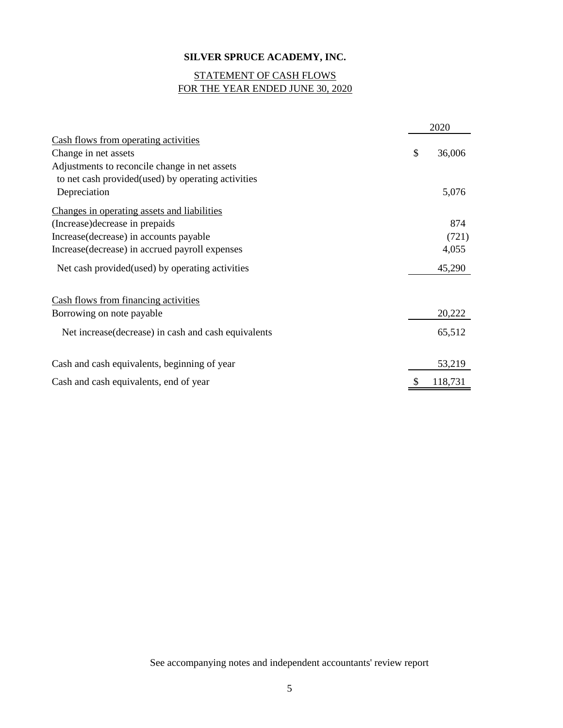**SILVER SPRUCE ACADEMY, INC.**

STATEMENT OF CASH FLOWS
FOR THE YEAR ENDED JUNE 30, 2020

| | 2020 |
|---|---|
| Cash flows from operating activities | |
| Change in net assets | $ 36,006 |
| Adjustments to reconcile change in net assets to net cash provided(used) by operating activities | |
| Depreciation | 5,076 |
| Changes in operating assets and liabilities | |
| (Increase)decrease in prepaids | 874 |
| Increase(decrease) in accounts payable | (721) |
| Increase(decrease) in accrued payroll expenses | 4,055 |
| Net cash provided(used) by operating activities | 45,290 |
| Cash flows from financing activities | |
| Borrowing on note payable | 20,222 |
| Net increase(decrease) in cash and cash equivalents | 65,512 |
| Cash and cash equivalents, beginning of year | 53,219 |
| Cash and cash equivalents, end of year | $ 118,731 |

See accompanying notes and independent accountants' review report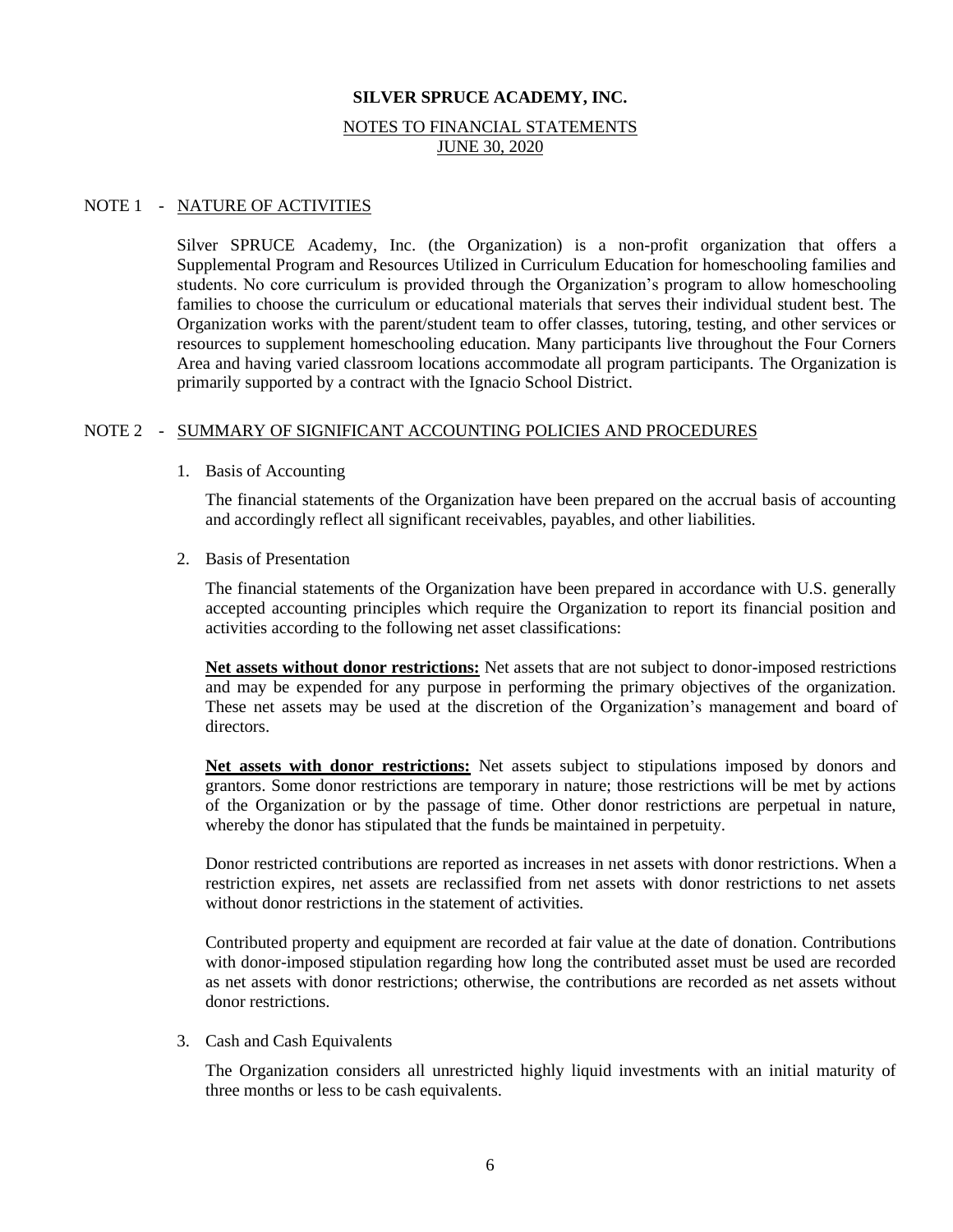# SILVER SPRUCE ACADEMY, INC.

## NOTES TO FINANCIAL STATEMENTS
## JUNE 30, 2020

### NOTE 1 - NATURE OF ACTIVITIES

Silver SPRUCE Academy, Inc. (the Organization) is a non-profit organization that offers a Supplemental Program and Resources Utilized in Curriculum Education for homeschooling families and students. No core curriculum is provided through the Organization's program to allow homeschooling families to choose the curriculum or educational materials that serves their individual student best. The Organization works with the parent/student team to offer classes, tutoring, testing, and other services or resources to supplement homeschooling education. Many participants live throughout the Four Corners Area and having varied classroom locations accommodate all program participants. The Organization is primarily supported by a contract with the Ignacio School District.

### NOTE 2 - SUMMARY OF SIGNIFICANT ACCOUNTING POLICIES AND PROCEDURES

1. Basis of Accounting

   The financial statements of the Organization have been prepared on the accrual basis of accounting and accordingly reflect all significant receivables, payables, and other liabilities.

2. Basis of Presentation

   The financial statements of the Organization have been prepared in accordance with U.S. generally accepted accounting principles which require the Organization to report its financial position and activities according to the following net asset classifications:

   **Net assets without donor restrictions:** Net assets that are not subject to donor-imposed restrictions and may be expended for any purpose in performing the primary objectives of the organization. These net assets may be used at the discretion of the Organization's management and board of directors.

   **Net assets with donor restrictions:** Net assets subject to stipulations imposed by donors and grantors. Some donor restrictions are temporary in nature; those restrictions will be met by actions of the Organization or by the passage of time. Other donor restrictions are perpetual in nature, whereby the donor has stipulated that the funds be maintained in perpetuity.

   Donor restricted contributions are reported as increases in net assets with donor restrictions. When a restriction expires, net assets are reclassified from net assets with donor restrictions to net assets without donor restrictions in the statement of activities.

   Contributed property and equipment are recorded at fair value at the date of donation. Contributions with donor-imposed stipulation regarding how long the contributed asset must be used are recorded as net assets with donor restrictions; otherwise, the contributions are recorded as net assets without donor restrictions.

3. Cash and Cash Equivalents

   The Organization considers all unrestricted highly liquid investments with an initial maturity of three months or less to be cash equivalents.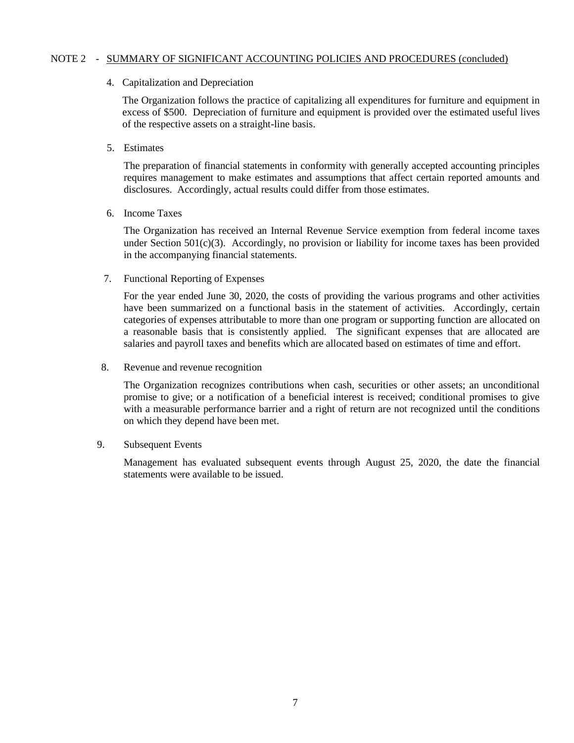NOTE 2 - SUMMARY OF SIGNIFICANT ACCOUNTING POLICIES AND PROCEDURES (concluded)

4. Capitalization and Depreciation

   The Organization follows the practice of capitalizing all expenditures for furniture and equipment in excess of $500. Depreciation of furniture and equipment is provided over the estimated useful lives of the respective assets on a straight-line basis.

5. Estimates

   The preparation of financial statements in conformity with generally accepted accounting principles requires management to make estimates and assumptions that affect certain reported amounts and disclosures. Accordingly, actual results could differ from those estimates.

6. Income Taxes

   The Organization has received an Internal Revenue Service exemption from federal income taxes under Section 501(c)(3). Accordingly, no provision or liability for income taxes has been provided in the accompanying financial statements.

7. Functional Reporting of Expenses

   For the year ended June 30, 2020, the costs of providing the various programs and other activities have been summarized on a functional basis in the statement of activities. Accordingly, certain categories of expenses attributable to more than one program or supporting function are allocated on a reasonable basis that is consistently applied. The significant expenses that are allocated are salaries and payroll taxes and benefits which are allocated based on estimates of time and effort.

8. Revenue and revenue recognition

   The Organization recognizes contributions when cash, securities or other assets; an unconditional promise to give; or a notification of a beneficial interest is received; conditional promises to give with a measurable performance barrier and a right of return are not recognized until the conditions on which they depend have been met.

9. Subsequent Events

   Management has evaluated subsequent events through August 25, 2020, the date the financial statements were available to be issued.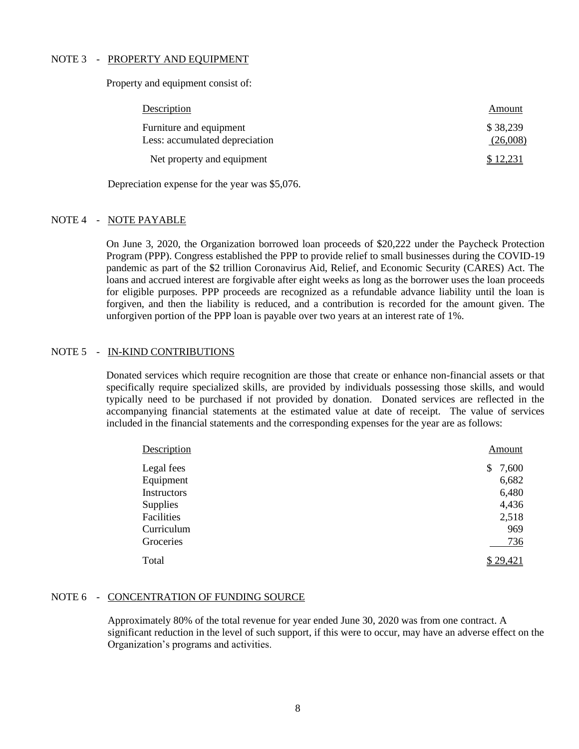## NOTE 3 - PROPERTY AND EQUIPMENT

Property and equipment consist of:

| Description | Amount |
|---|---|
| Furniture and equipment | $ 38,239 |
| Less: accumulated depreciation | (26,008) |
| Net property and equipment | $ 12,231 |

Depreciation expense for the year was $5,076.

## NOTE 4 - NOTE PAYABLE

On June 3, 2020, the Organization borrowed loan proceeds of $20,222 under the Paycheck Protection Program (PPP). Congress established the PPP to provide relief to small businesses during the COVID-19 pandemic as part of the $2 trillion Coronavirus Aid, Relief, and Economic Security (CARES) Act. The loans and accrued interest are forgivable after eight weeks as long as the borrower uses the loan proceeds for eligible purposes. PPP proceeds are recognized as a refundable advance liability until the loan is forgiven, and then the liability is reduced, and a contribution is recorded for the amount given. The unforgiven portion of the PPP loan is payable over two years at an interest rate of 1%.

## NOTE 5 - IN-KIND CONTRIBUTIONS

Donated services which require recognition are those that create or enhance non-financial assets or that specifically require specialized skills, are provided by individuals possessing those skills, and would typically need to be purchased if not provided by donation. Donated services are reflected in the accompanying financial statements at the estimated value at date of receipt. The value of services included in the financial statements and the corresponding expenses for the year are as follows:

| Description | Amount |
|---|---|
| Legal fees | $ 7,600 |
| Equipment | 6,682 |
| Instructors | 6,480 |
| Supplies | 4,436 |
| Facilities | 2,518 |
| Curriculum | 969 |
| Groceries | 736 |
| Total | $ 29,421 |

## NOTE 6 - CONCENTRATION OF FUNDING SOURCE

Approximately 80% of the total revenue for year ended June 30, 2020 was from one contract. A significant reduction in the level of such support, if this were to occur, may have an adverse effect on the Organization's programs and activities.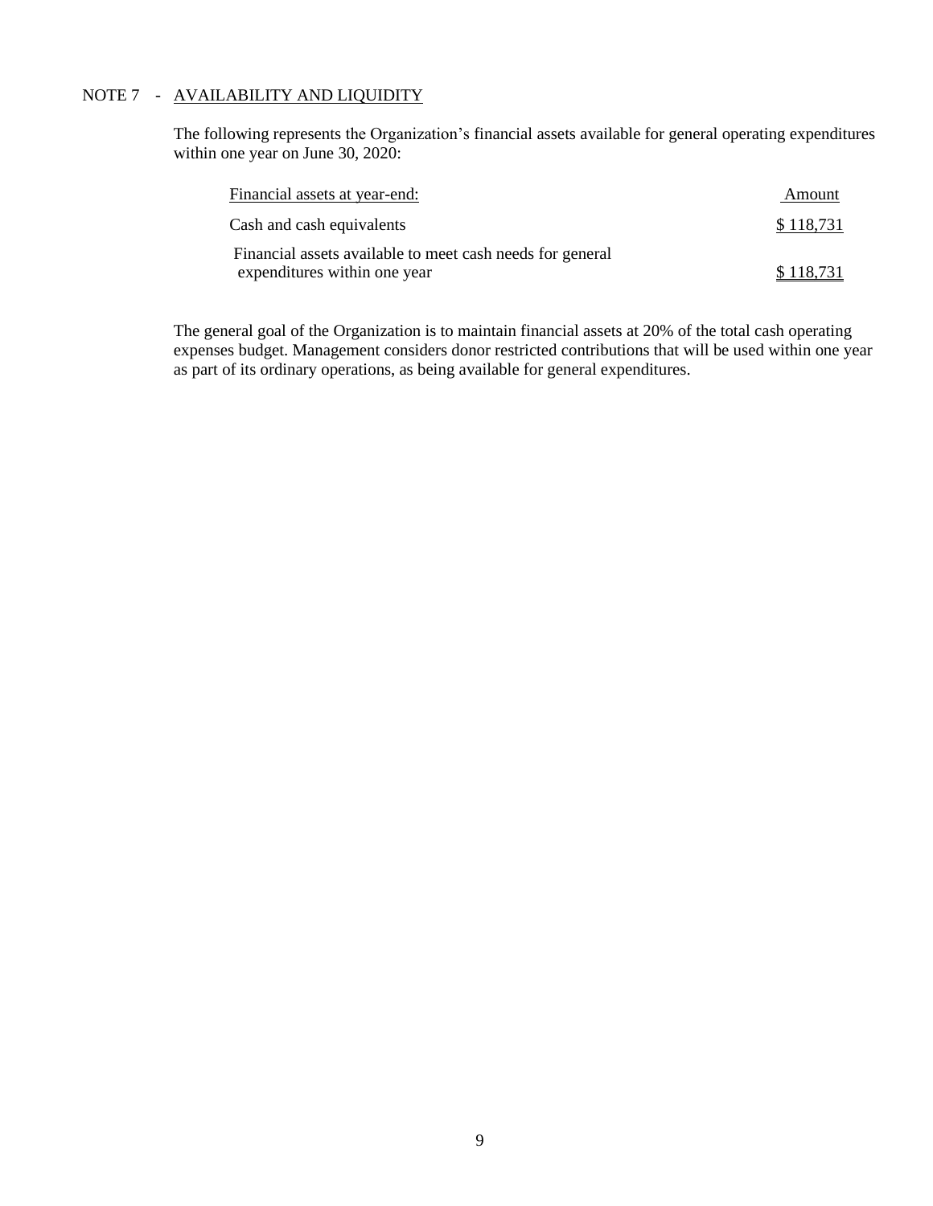NOTE 7 - AVAILABILITY AND LIQUIDITY

The following represents the Organization's financial assets available for general operating expenditures within one year on June 30, 2020:

| Financial assets at year-end: | Amount |
|---|---|
| Cash and cash equivalents | \$ 118,731 |
| Financial assets available to meet cash needs for general expenditures within one year | \$ 118,731 |

The general goal of the Organization is to maintain financial assets at 20% of the total cash operating expenses budget. Management considers donor restricted contributions that will be used within one year as part of its ordinary operations, as being available for general expenditures.